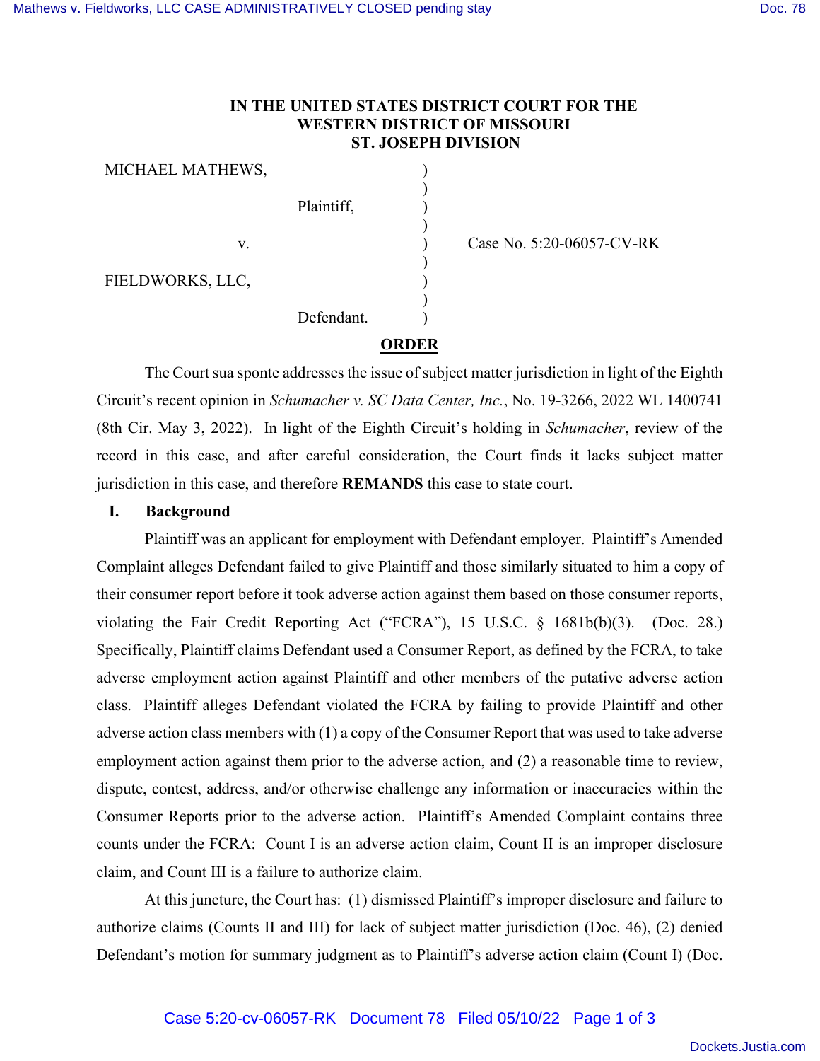**IN THE UNITED STATES DISTRICT COURT FOR THE WESTERN DISTRICT OF MISSOURI ST. JOSEPH DIVISION**

| | | |
|---|---|---|
| MICHAEL MATHEWS, | ) | |
| | ) | |
| Plaintiff, | ) | |
| | ) | |
| v. | ) | Case No. 5:20-06057-CV-RK |
| | ) | |
| FIELDWORKS, LLC, | ) | |
| | ) | |
| Defendant. | ) | |

**ORDER**

The Court sua sponte addresses the issue of subject matter jurisdiction in light of the Eighth Circuit's recent opinion in *Schumacher v. SC Data Center, Inc.*, No. 19-3266, 2022 WL 1400741 (8th Cir. May 3, 2022). In light of the Eighth Circuit's holding in *Schumacher*, review of the record in this case, and after careful consideration, the Court finds it lacks subject matter jurisdiction in this case, and therefore **REMANDS** this case to state court.

**I. Background**

Plaintiff was an applicant for employment with Defendant employer. Plaintiff's Amended Complaint alleges Defendant failed to give Plaintiff and those similarly situated to him a copy of their consumer report before it took adverse action against them based on those consumer reports, violating the Fair Credit Reporting Act ("FCRA"), 15 U.S.C. § 1681b(b)(3). (Doc. 28.) Specifically, Plaintiff claims Defendant used a Consumer Report, as defined by the FCRA, to take adverse employment action against Plaintiff and other members of the putative adverse action class. Plaintiff alleges Defendant violated the FCRA by failing to provide Plaintiff and other adverse action class members with (1) a copy of the Consumer Report that was used to take adverse employment action against them prior to the adverse action, and (2) a reasonable time to review, dispute, contest, address, and/or otherwise challenge any information or inaccuracies within the Consumer Reports prior to the adverse action. Plaintiff's Amended Complaint contains three counts under the FCRA: Count I is an adverse action claim, Count II is an improper disclosure claim, and Count III is a failure to authorize claim.

At this juncture, the Court has: (1) dismissed Plaintiff's improper disclosure and failure to authorize claims (Counts II and III) for lack of subject matter jurisdiction (Doc. 46), (2) denied Defendant's motion for summary judgment as to Plaintiff's adverse action claim (Count I) (Doc.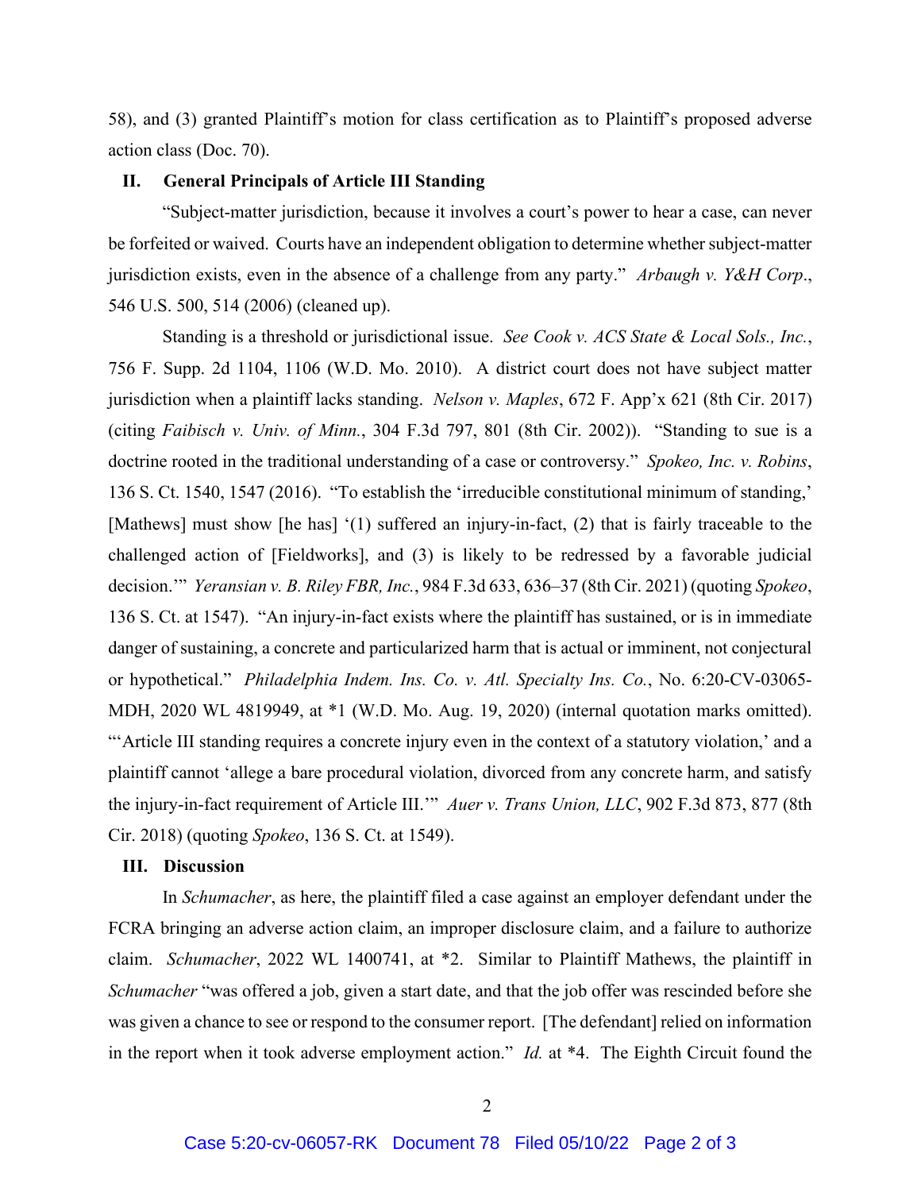58), and (3) granted Plaintiff's motion for class certification as to Plaintiff's proposed adverse action class (Doc. 70).

## II. General Principals of Article III Standing

"Subject-matter jurisdiction, because it involves a court's power to hear a case, can never be forfeited or waived. Courts have an independent obligation to determine whether subject-matter jurisdiction exists, even in the absence of a challenge from any party." *Arbaugh v. Y&H Corp*., 546 U.S. 500, 514 (2006) (cleaned up).

Standing is a threshold or jurisdictional issue. *See Cook v. ACS State & Local Sols., Inc.*, 756 F. Supp. 2d 1104, 1106 (W.D. Mo. 2010). A district court does not have subject matter jurisdiction when a plaintiff lacks standing. *Nelson v. Maples*, 672 F. App'x 621 (8th Cir. 2017) (citing *Faibisch v. Univ. of Minn.*, 304 F.3d 797, 801 (8th Cir. 2002)). "Standing to sue is a doctrine rooted in the traditional understanding of a case or controversy." *Spokeo, Inc. v. Robins*, 136 S. Ct. 1540, 1547 (2016). "To establish the 'irreducible constitutional minimum of standing,' [Mathews] must show [he has] '(1) suffered an injury-in-fact, (2) that is fairly traceable to the challenged action of [Fieldworks], and (3) is likely to be redressed by a favorable judicial decision.'" *Yeransian v. B. Riley FBR, Inc.*, 984 F.3d 633, 636–37 (8th Cir. 2021) (quoting *Spokeo*, 136 S. Ct. at 1547). "An injury-in-fact exists where the plaintiff has sustained, or is in immediate danger of sustaining, a concrete and particularized harm that is actual or imminent, not conjectural or hypothetical." *Philadelphia Indem. Ins. Co. v. Atl. Specialty Ins. Co.*, No. 6:20-CV-03065-MDH, 2020 WL 4819949, at *1 (W.D. Mo. Aug. 19, 2020) (internal quotation marks omitted). "'Article III standing requires a concrete injury even in the context of a statutory violation,' and a plaintiff cannot 'allege a bare procedural violation, divorced from any concrete harm, and satisfy the injury-in-fact requirement of Article III.'" *Auer v. Trans Union, LLC*, 902 F.3d 873, 877 (8th Cir. 2018) (quoting *Spokeo*, 136 S. Ct. at 1549).

## III. Discussion

In *Schumacher*, as here, the plaintiff filed a case against an employer defendant under the FCRA bringing an adverse action claim, an improper disclosure claim, and a failure to authorize claim. *Schumacher*, 2022 WL 1400741, at *2. Similar to Plaintiff Mathews, the plaintiff in *Schumacher* "was offered a job, given a start date, and that the job offer was rescinded before she was given a chance to see or respond to the consumer report. [The defendant] relied on information in the report when it took adverse employment action." *Id.* at *4. The Eighth Circuit found the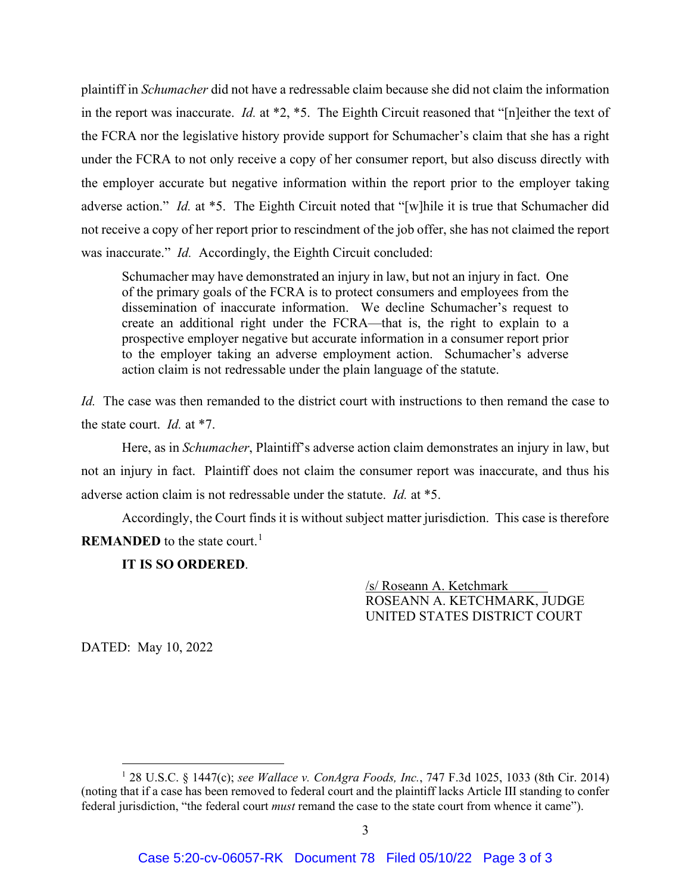plaintiff in *Schumacher* did not have a redressable claim because she did not claim the information in the report was inaccurate. *Id.* at *2, *5. The Eighth Circuit reasoned that "[n]either the text of the FCRA nor the legislative history provide support for Schumacher's claim that she has a right under the FCRA to not only receive a copy of her consumer report, but also discuss directly with the employer accurate but negative information within the report prior to the employer taking adverse action." *Id.* at *5. The Eighth Circuit noted that "[w]hile it is true that Schumacher did not receive a copy of her report prior to rescindment of the job offer, she has not claimed the report was inaccurate." *Id.* Accordingly, the Eighth Circuit concluded:

> Schumacher may have demonstrated an injury in law, but not an injury in fact. One of the primary goals of the FCRA is to protect consumers and employees from the dissemination of inaccurate information. We decline Schumacher's request to create an additional right under the FCRA—that is, the right to explain to a prospective employer negative but accurate information in a consumer report prior to the employer taking an adverse employment action. Schumacher's adverse action claim is not redressable under the plain language of the statute.

*Id.* The case was then remanded to the district court with instructions to then remand the case to the state court. *Id.* at *7.

Here, as in *Schumacher*, Plaintiff's adverse action claim demonstrates an injury in law, but not an injury in fact. Plaintiff does not claim the consumer report was inaccurate, and thus his adverse action claim is not redressable under the statute. *Id.* at *5.

Accordingly, the Court finds it is without subject matter jurisdiction. This case is therefore **REMANDED** to the state court.[1]

**IT IS SO ORDERED**.

/s/ Roseann A. Ketchmark
ROSEANN A. KETCHMARK, JUDGE
UNITED STATES DISTRICT COURT

DATED: May 10, 2022

---

[1] 28 U.S.C. § 1447(c); *see Wallace v. ConAgra Foods, Inc.*, 747 F.3d 1025, 1033 (8th Cir. 2014) (noting that if a case has been removed to federal court and the plaintiff lacks Article III standing to confer federal jurisdiction, "the federal court *must* remand the case to the state court from whence it came").